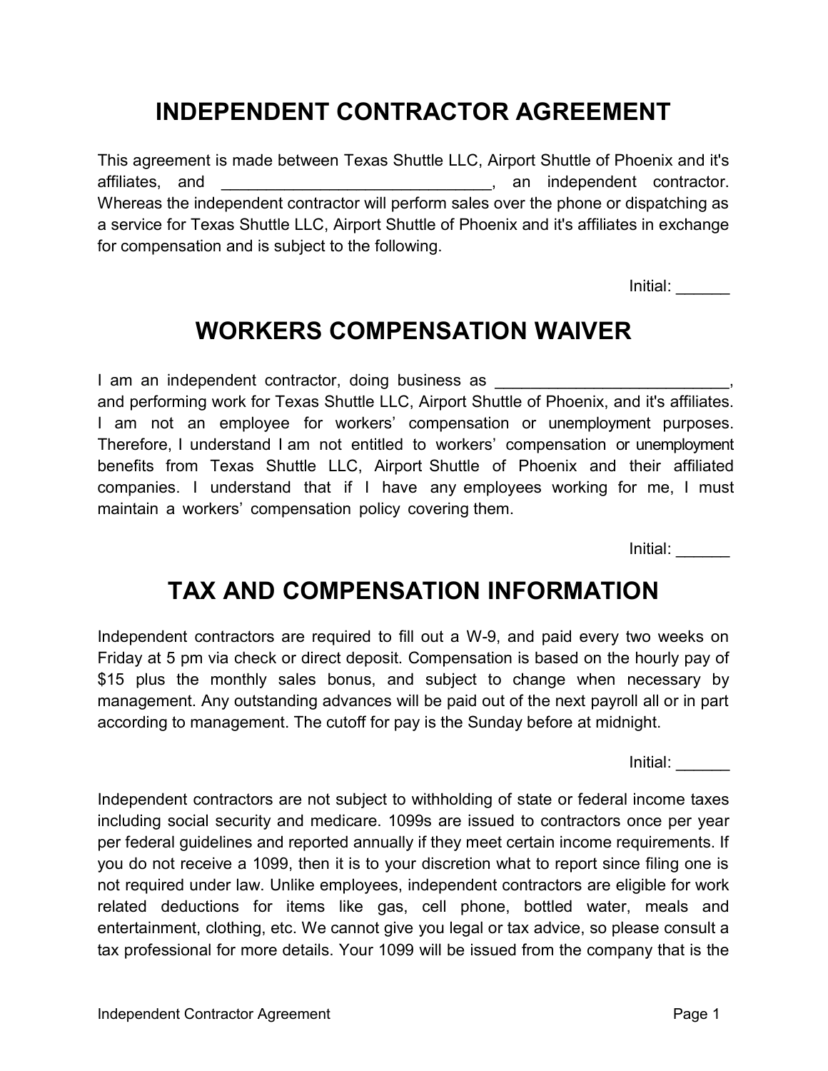# INDEPENDENT CONTRACTOR AGREEMENT

This agreement is made between Texas Shuttle LLC, Airport Shuttle of Phoenix and it's affiliates, and ______________________________, an independent contractor. Whereas the independent contractor will perform sales over the phone or dispatching as a service for Texas Shuttle LLC, Airport Shuttle of Phoenix and it's affiliates in exchange for compensation and is subject to the following.

Initial: ______

# WORKERS COMPENSATION WAIVER

I am an independent contractor, doing business as __________________________, and performing work for Texas Shuttle LLC, Airport Shuttle of Phoenix, and it's affiliates. I am not an employee for workers' compensation or unemployment purposes. Therefore, I understand I am not entitled to workers' compensation or unemployment benefits from Texas Shuttle LLC, Airport Shuttle of Phoenix and their affiliated companies. I understand that if I have any employees working for me, I must maintain a workers' compensation policy covering them.

Initial: ______

# TAX AND COMPENSATION INFORMATION

Independent contractors are required to fill out a W-9, and paid every two weeks on Friday at 5 pm via check or direct deposit. Compensation is based on the hourly pay of $15 plus the monthly sales bonus, and subject to change when necessary by management. Any outstanding advances will be paid out of the next payroll all or in part according to management. The cutoff for pay is the Sunday before at midnight.

Initial: ______

Independent contractors are not subject to withholding of state or federal income taxes including social security and medicare. 1099s are issued to contractors once per year per federal guidelines and reported annually if they meet certain income requirements. If you do not receive a 1099, then it is to your discretion what to report since filing one is not required under law. Unlike employees, independent contractors are eligible for work related deductions for items like gas, cell phone, bottled water, meals and entertainment, clothing, etc. We cannot give you legal or tax advice, so please consult a tax professional for more details. Your 1099 will be issued from the company that is the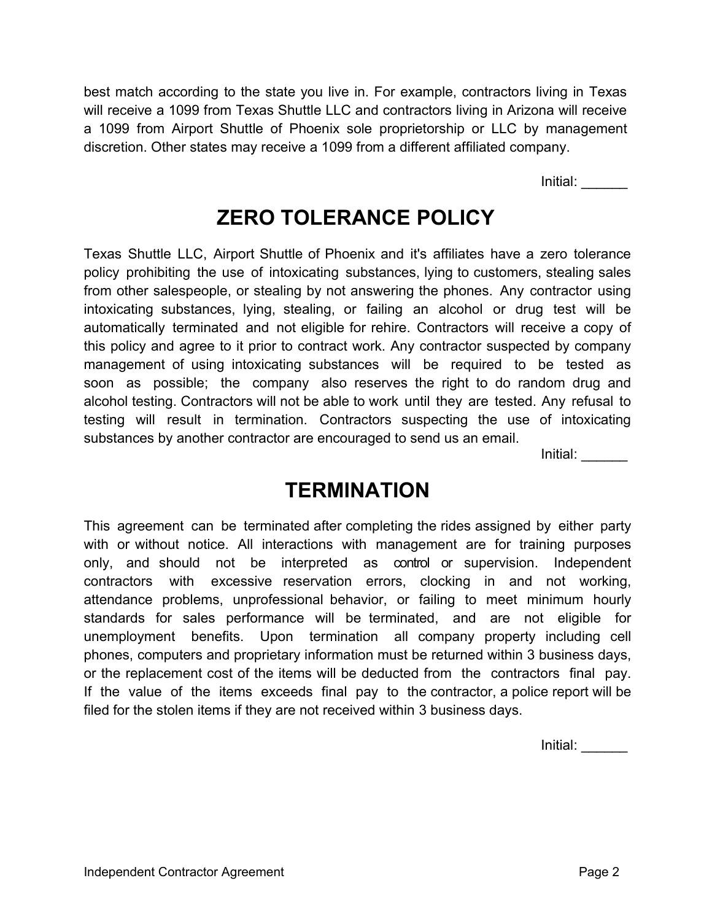best match according to the state you live in. For example, contractors living in Texas will receive a 1099 from Texas Shuttle LLC and contractors living in Arizona will receive a 1099 from Airport Shuttle of Phoenix sole proprietorship or LLC by management discretion. Other states may receive a 1099 from a different affiliated company.

Initial: ______

## ZERO TOLERANCE POLICY

Texas Shuttle LLC, Airport Shuttle of Phoenix and it's affiliates have a zero tolerance policy prohibiting the use of intoxicating substances, lying to customers, stealing sales from other salespeople, or stealing by not answering the phones. Any contractor using intoxicating substances, lying, stealing, or failing an alcohol or drug test will be automatically terminated and not eligible for rehire. Contractors will receive a copy of this policy and agree to it prior to contract work. Any contractor suspected by company management of using intoxicating substances will be required to be tested as soon as possible; the company also reserves the right to do random drug and alcohol testing. Contractors will not be able to work until they are tested. Any refusal to testing will result in termination. Contractors suspecting the use of intoxicating substances by another contractor are encouraged to send us an email.

Initial: ______

## TERMINATION

This agreement can be terminated after completing the rides assigned by either party with or without notice. All interactions with management are for training purposes only, and should not be interpreted as control or supervision. Independent contractors with excessive reservation errors, clocking in and not working, attendance problems, unprofessional behavior, or failing to meet minimum hourly standards for sales performance will be terminated, and are not eligible for unemployment benefits. Upon termination all company property including cell phones, computers and proprietary information must be returned within 3 business days, or the replacement cost of the items will be deducted from the contractors final pay. If the value of the items exceeds final pay to the contractor, a police report will be filed for the stolen items if they are not received within 3 business days.

Initial: ______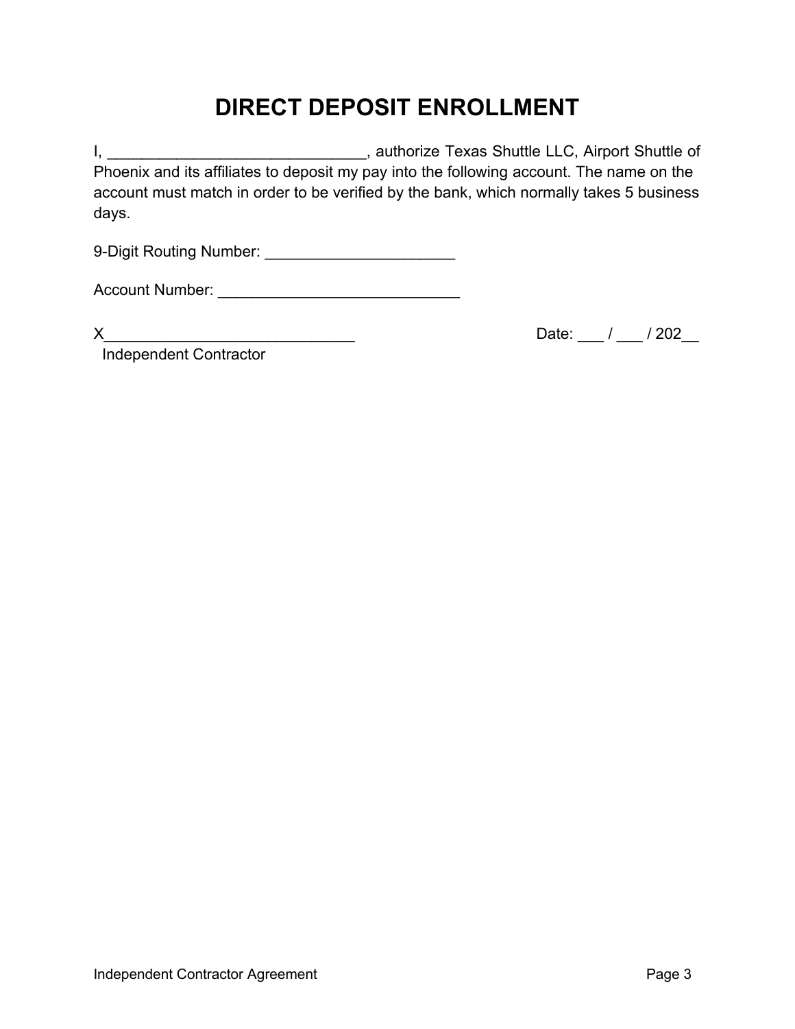# DIRECT DEPOSIT ENROLLMENT

I, ______________________________, authorize Texas Shuttle LLC, Airport Shuttle of Phoenix and its affiliates to deposit my pay into the following account. The name on the account must match in order to be verified by the bank, which normally takes 5 business days.

9-Digit Routing Number: ______________________

Account Number: ____________________________

X_____________________________ Date: ___ / ___ / 202__

Independent Contractor